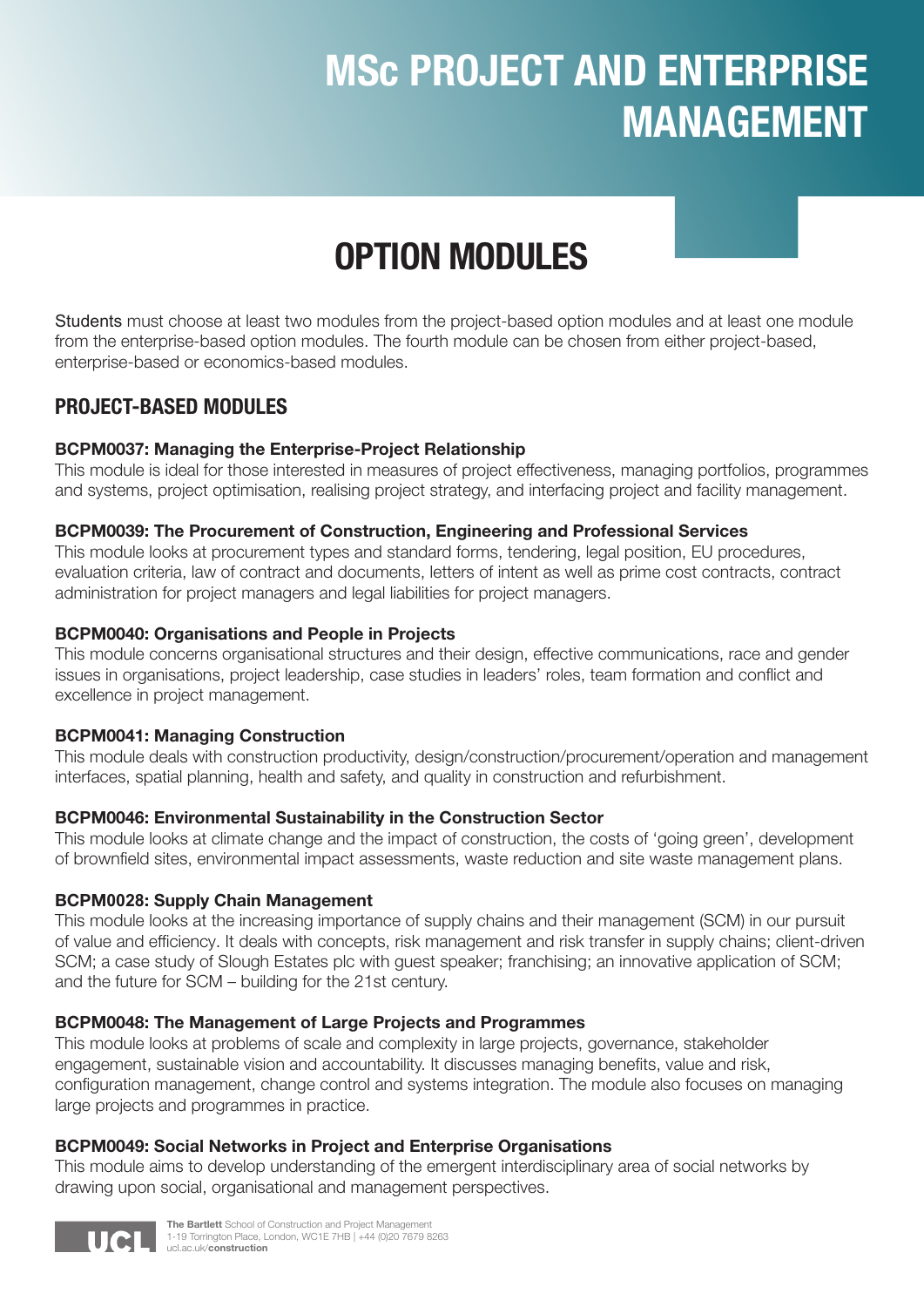# MSc PROJECT AND ENTERPRISE MANAGEMENT

## OPTION MODULES

Students must choose at least two modules from the project-based option modules and at least one module from the enterprise-based option modules. The fourth module can be chosen from either project-based, enterprise-based or economics-based modules.

### PROJECT-BASED MODULES

**BCPM0037: Managing the Enterprise-Project Relationship**
This module is ideal for those interested in measures of project effectiveness, managing portfolios, programmes and systems, project optimisation, realising project strategy, and interfacing project and facility management.

**BCPM0039: The Procurement of Construction, Engineering and Professional Services**
This module looks at procurement types and standard forms, tendering, legal position, EU procedures, evaluation criteria, law of contract and documents, letters of intent as well as prime cost contracts, contract administration for project managers and legal liabilities for project managers.

**BCPM0040: Organisations and People in Projects**
This module concerns organisational structures and their design, effective communications, race and gender issues in organisations, project leadership, case studies in leaders' roles, team formation and conflict and excellence in project management.

**BCPM0041: Managing Construction**
This module deals with construction productivity, design/construction/procurement/operation and management interfaces, spatial planning, health and safety, and quality in construction and refurbishment.

**BCPM0046: Environmental Sustainability in the Construction Sector**
This module looks at climate change and the impact of construction, the costs of 'going green', development of brownfield sites, environmental impact assessments, waste reduction and site waste management plans.

**BCPM0028: Supply Chain Management**
This module looks at the increasing importance of supply chains and their management (SCM) in our pursuit of value and efficiency. It deals with concepts, risk management and risk transfer in supply chains; client-driven SCM; a case study of Slough Estates plc with guest speaker; franchising; an innovative application of SCM; and the future for SCM – building for the 21st century.

**BCPM0048: The Management of Large Projects and Programmes**
This module looks at problems of scale and complexity in large projects, governance, stakeholder engagement, sustainable vision and accountability. It discusses managing benefits, value and risk, configuration management, change control and systems integration. The module also focuses on managing large projects and programmes in practice.

**BCPM0049: Social Networks in Project and Enterprise Organisations**
This module aims to develop understanding of the emergent interdisciplinary area of social networks by drawing upon social, organisational and management perspectives.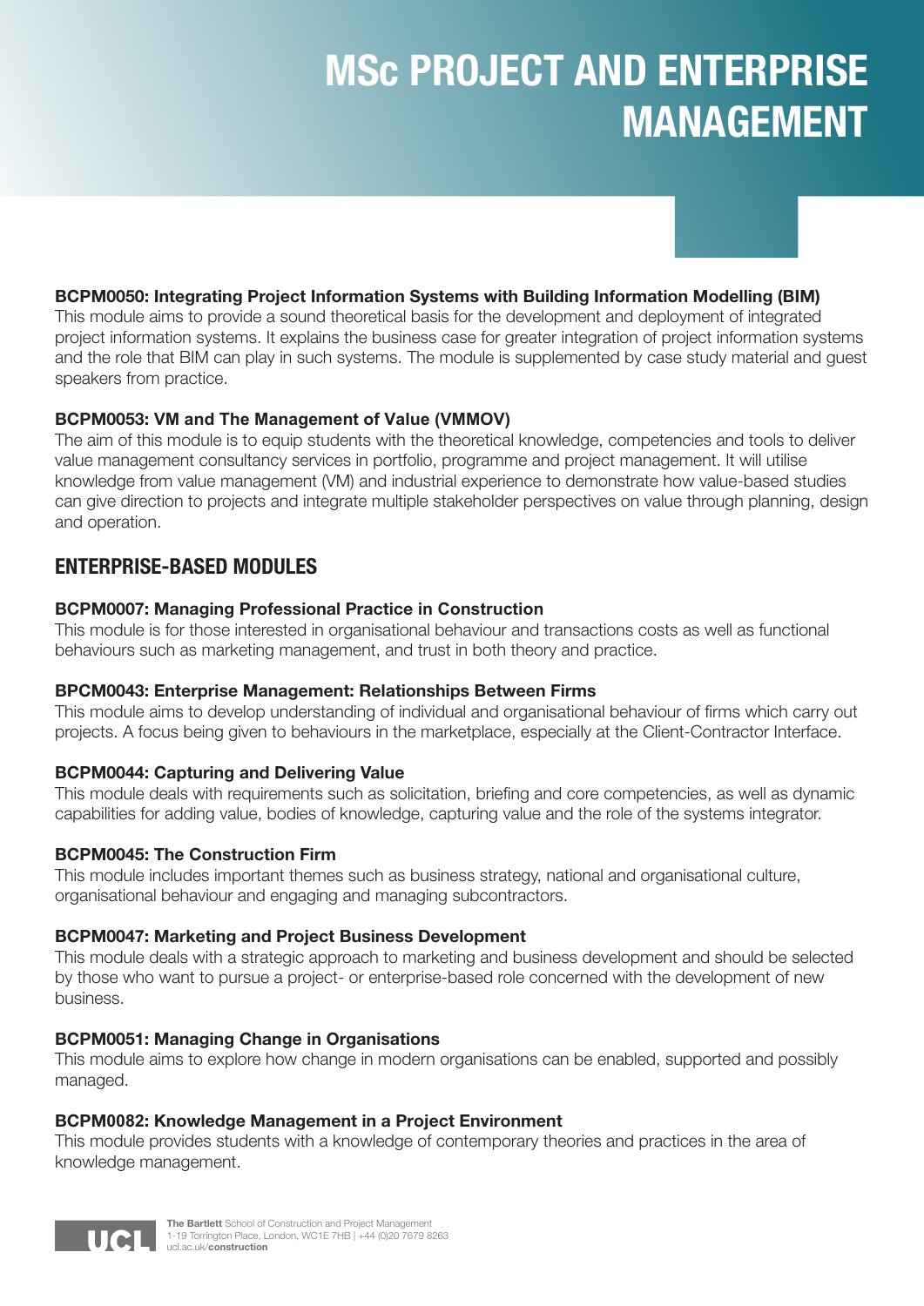# MSc PROJECT AND ENTERPRISE MANAGEMENT

**BCPM0050: Integrating Project Information Systems with Building Information Modelling (BIM)**
This module aims to provide a sound theoretical basis for the development and deployment of integrated project information systems. It explains the business case for greater integration of project information systems and the role that BIM can play in such systems. The module is supplemented by case study material and guest speakers from practice.

**BCPM0053: VM and The Management of Value (VMMOV)**
The aim of this module is to equip students with the theoretical knowledge, competencies and tools to deliver value management consultancy services in portfolio, programme and project management. It will utilise knowledge from value management (VM) and industrial experience to demonstrate how value-based studies can give direction to projects and integrate multiple stakeholder perspectives on value through planning, design and operation.

## ENTERPRISE-BASED MODULES

**BCPM0007: Managing Professional Practice in Construction**
This module is for those interested in organisational behaviour and transactions costs as well as functional behaviours such as marketing management, and trust in both theory and practice.

**BPCM0043: Enterprise Management: Relationships Between Firms**
This module aims to develop understanding of individual and organisational behaviour of firms which carry out projects. A focus being given to behaviours in the marketplace, especially at the Client-Contractor Interface.

**BCPM0044: Capturing and Delivering Value**
This module deals with requirements such as solicitation, briefing and core competencies, as well as dynamic capabilities for adding value, bodies of knowledge, capturing value and the role of the systems integrator.

**BCPM0045: The Construction Firm**
This module includes important themes such as business strategy, national and organisational culture, organisational behaviour and engaging and managing subcontractors.

**BCPM0047: Marketing and Project Business Development**
This module deals with a strategic approach to marketing and business development and should be selected by those who want to pursue a project- or enterprise-based role concerned with the development of new business.

**BCPM0051: Managing Change in Organisations**
This module aims to explore how change in modern organisations can be enabled, supported and possibly managed.

**BCPM0082: Knowledge Management in a Project Environment**
This module provides students with a knowledge of contemporary theories and practices in the area of knowledge management.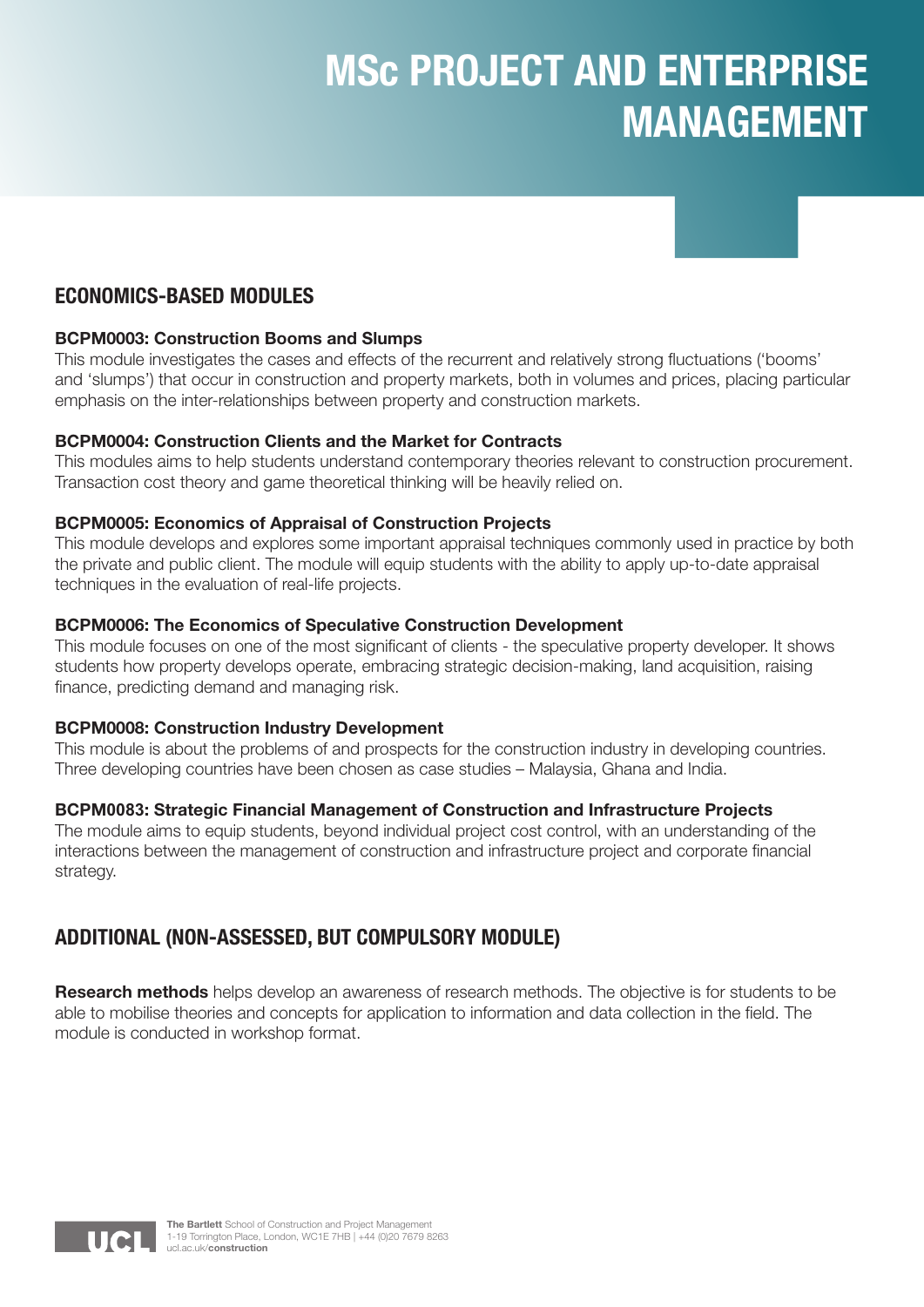# MSc PROJECT AND ENTERPRISE MANAGEMENT

## ECONOMICS-BASED MODULES

**BCPM0003: Construction Booms and Slumps**
This module investigates the cases and effects of the recurrent and relatively strong fluctuations ('booms' and 'slumps') that occur in construction and property markets, both in volumes and prices, placing particular emphasis on the inter-relationships between property and construction markets.

**BCPM0004: Construction Clients and the Market for Contracts**
This modules aims to help students understand contemporary theories relevant to construction procurement. Transaction cost theory and game theoretical thinking will be heavily relied on.

**BCPM0005: Economics of Appraisal of Construction Projects**
This module develops and explores some important appraisal techniques commonly used in practice by both the private and public client. The module will equip students with the ability to apply up-to-date appraisal techniques in the evaluation of real-life projects.

**BCPM0006: The Economics of Speculative Construction Development**
This module focuses on one of the most significant of clients - the speculative property developer. It shows students how property develops operate, embracing strategic decision-making, land acquisition, raising finance, predicting demand and managing risk.

**BCPM0008: Construction Industry Development**
This module is about the problems of and prospects for the construction industry in developing countries. Three developing countries have been chosen as case studies – Malaysia, Ghana and India.

**BCPM0083: Strategic Financial Management of Construction and Infrastructure Projects**
The module aims to equip students, beyond individual project cost control, with an understanding of the interactions between the management of construction and infrastructure project and corporate financial strategy.

## ADDITIONAL (NON-ASSESSED, BUT COMPULSORY MODULE)

**Research methods** helps develop an awareness of research methods. The objective is for students to be able to mobilise theories and concepts for application to information and data collection in the field. The module is conducted in workshop format.

UCL

**The Bartlett** School of Construction and Project Management
1-19 Torrington Place, London, WC1E 7HB | +44 (0)20 7679 8263
ucl.ac.uk/**construction**